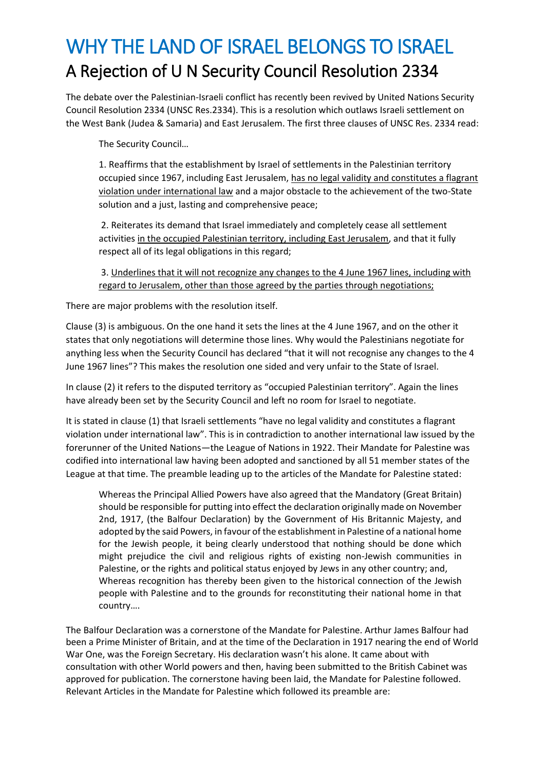# WHY THE LAND OF ISRAEL BELONGS TO ISRAEL

## A Rejection of U N Security Council Resolution 2334

The debate over the Palestinian-Israeli conflict has recently been revived by United Nations Security Council Resolution 2334 (UNSC Res.2334). This is a resolution which outlaws Israeli settlement on the West Bank (Judea & Samaria) and East Jerusalem. The first three clauses of UNSC Res. 2334 read:

> The Security Council…
>
> 1. Reaffirms that the establishment by Israel of settlements in the Palestinian territory occupied since 1967, including East Jerusalem, <u>has no legal validity and constitutes a flagrant violation under international law</u> and a major obstacle to the achievement of the two-State solution and a just, lasting and comprehensive peace;
>
> 2. Reiterates its demand that Israel immediately and completely cease all settlement activities <u>in the occupied Palestinian territory, including East Jerusalem</u>, and that it fully respect all of its legal obligations in this regard;
>
> 3. <u>Underlines that it will not recognize any changes to the 4 June 1967 lines, including with regard to Jerusalem, other than those agreed by the parties through negotiations;</u>

There are major problems with the resolution itself.

Clause (3) is ambiguous. On the one hand it sets the lines at the 4 June 1967, and on the other it states that only negotiations will determine those lines. Why would the Palestinians negotiate for anything less when the Security Council has declared "that it will not recognise any changes to the 4 June 1967 lines"? This makes the resolution one sided and very unfair to the State of Israel.

In clause (2) it refers to the disputed territory as "occupied Palestinian territory". Again the lines have already been set by the Security Council and left no room for Israel to negotiate.

It is stated in clause (1) that Israeli settlements "have no legal validity and constitutes a flagrant violation under international law". This is in contradiction to another international law issued by the forerunner of the United Nations—the League of Nations in 1922. Their Mandate for Palestine was codified into international law having been adopted and sanctioned by all 51 member states of the League at that time. The preamble leading up to the articles of the Mandate for Palestine stated:

> Whereas the Principal Allied Powers have also agreed that the Mandatory (Great Britain) should be responsible for putting into effect the declaration originally made on November 2nd, 1917, (the Balfour Declaration) by the Government of His Britannic Majesty, and adopted by the said Powers, in favour of the establishment in Palestine of a national home for the Jewish people, it being clearly understood that nothing should be done which might prejudice the civil and religious rights of existing non-Jewish communities in Palestine, or the rights and political status enjoyed by Jews in any other country; and, Whereas recognition has thereby been given to the historical connection of the Jewish people with Palestine and to the grounds for reconstituting their national home in that country….

The Balfour Declaration was a cornerstone of the Mandate for Palestine. Arthur James Balfour had been a Prime Minister of Britain, and at the time of the Declaration in 1917 nearing the end of World War One, was the Foreign Secretary. His declaration wasn't his alone. It came about with consultation with other World powers and then, having been submitted to the British Cabinet was approved for publication. The cornerstone having been laid, the Mandate for Palestine followed. Relevant Articles in the Mandate for Palestine which followed its preamble are: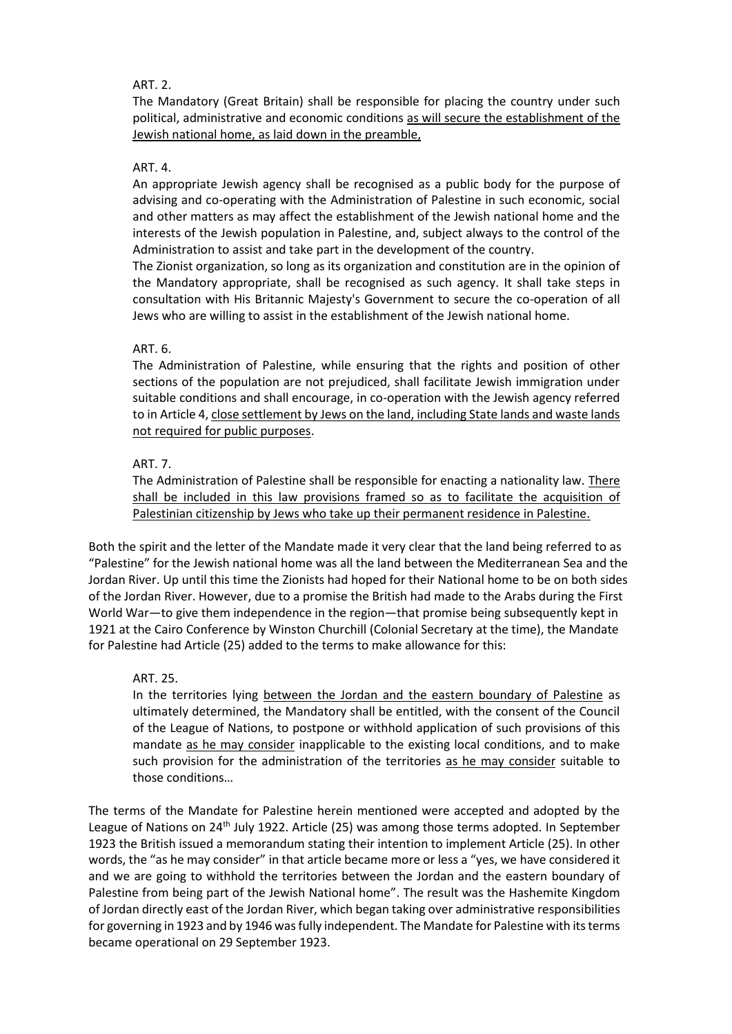ART. 2.

The Mandatory (Great Britain) shall be responsible for placing the country under such political, administrative and economic conditions <u>as will secure the establishment of the Jewish national home, as laid down in the preamble,</u>

ART. 4.

An appropriate Jewish agency shall be recognised as a public body for the purpose of advising and co-operating with the Administration of Palestine in such economic, social and other matters as may affect the establishment of the Jewish national home and the interests of the Jewish population in Palestine, and, subject always to the control of the Administration to assist and take part in the development of the country.

The Zionist organization, so long as its organization and constitution are in the opinion of the Mandatory appropriate, shall be recognised as such agency. It shall take steps in consultation with His Britannic Majesty's Government to secure the co-operation of all Jews who are willing to assist in the establishment of the Jewish national home.

ART. 6.

The Administration of Palestine, while ensuring that the rights and position of other sections of the population are not prejudiced, shall facilitate Jewish immigration under suitable conditions and shall encourage, in co-operation with the Jewish agency referred to in Article 4, <u>close settlement by Jews on the land, including State lands and waste lands not required for public purposes</u>.

ART. 7.

The Administration of Palestine shall be responsible for enacting a nationality law. <u>There shall be included in this law provisions framed so as to facilitate the acquisition of Palestinian citizenship by Jews who take up their permanent residence in Palestine.</u>

Both the spirit and the letter of the Mandate made it very clear that the land being referred to as "Palestine" for the Jewish national home was all the land between the Mediterranean Sea and the Jordan River. Up until this time the Zionists had hoped for their National home to be on both sides of the Jordan River. However, due to a promise the British had made to the Arabs during the First World War—to give them independence in the region—that promise being subsequently kept in 1921 at the Cairo Conference by Winston Churchill (Colonial Secretary at the time), the Mandate for Palestine had Article (25) added to the terms to make allowance for this:

ART. 25.

In the territories lying <u>between the Jordan and the eastern boundary of Palestine</u> as ultimately determined, the Mandatory shall be entitled, with the consent of the Council of the League of Nations, to postpone or withhold application of such provisions of this mandate <u>as he may consider</u> inapplicable to the existing local conditions, and to make such provision for the administration of the territories <u>as he may consider</u> suitable to those conditions…

The terms of the Mandate for Palestine herein mentioned were accepted and adopted by the League of Nations on 24th July 1922. Article (25) was among those terms adopted. In September 1923 the British issued a memorandum stating their intention to implement Article (25). In other words, the "as he may consider" in that article became more or less a "yes, we have considered it and we are going to withhold the territories between the Jordan and the eastern boundary of Palestine from being part of the Jewish National home". The result was the Hashemite Kingdom of Jordan directly east of the Jordan River, which began taking over administrative responsibilities for governing in 1923 and by 1946 was fully independent. The Mandate for Palestine with its terms became operational on 29 September 1923.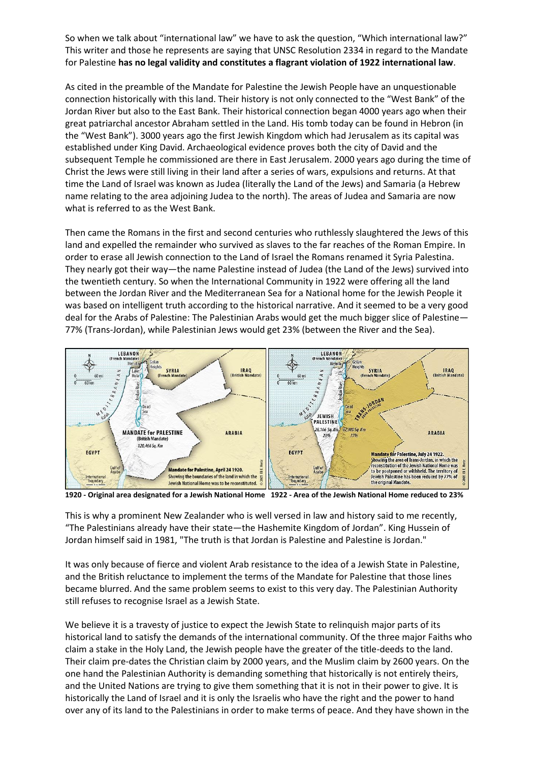So when we talk about "international law" we have to ask the question, "Which international law?" This writer and those he represents are saying that UNSC Resolution 2334 in regard to the Mandate for Palestine **has no legal validity and constitutes a flagrant violation of 1922 international law**.

As cited in the preamble of the Mandate for Palestine the Jewish People have an unquestionable connection historically with this land. Their history is not only connected to the "West Bank" of the Jordan River but also to the East Bank. Their historical connection began 4000 years ago when their great patriarchal ancestor Abraham settled in the Land. His tomb today can be found in Hebron (in the "West Bank"). 3000 years ago the first Jewish Kingdom which had Jerusalem as its capital was established under King David. Archaeological evidence proves both the city of David and the subsequent Temple he commissioned are there in East Jerusalem. 2000 years ago during the time of Christ the Jews were still living in their land after a series of wars, expulsions and returns. At that time the Land of Israel was known as Judea (literally the Land of the Jews) and Samaria (a Hebrew name relating to the area adjoining Judea to the north). The areas of Judea and Samaria are now what is referred to as the West Bank.

Then came the Romans in the first and second centuries who ruthlessly slaughtered the Jews of this land and expelled the remainder who survived as slaves to the far reaches of the Roman Empire. In order to erase all Jewish connection to the Land of Israel the Romans renamed it Syria Palestina. They nearly got their way—the name Palestine instead of Judea (the Land of the Jews) survived into the twentieth century. So when the International Community in 1922 were offering all the land between the Jordan River and the Mediterranean Sea for a National home for the Jewish People it was based on intelligent truth according to the historical narrative. And it seemed to be a very good deal for the Arabs of Palestine: The Palestinian Arabs would get the much bigger slice of Palestine—77% (Trans-Jordan), while Palestinian Jews would get 23% (between the River and the Sea).

**1920 - Original area designated for a Jewish National Home 1922 - Area of the Jewish National Home reduced to 23%**

This is why a prominent New Zealander who is well versed in law and history said to me recently, "The Palestinians already have their state—the Hashemite Kingdom of Jordan". King Hussein of Jordan himself said in 1981, "The truth is that Jordan is Palestine and Palestine is Jordan."

It was only because of fierce and violent Arab resistance to the idea of a Jewish State in Palestine, and the British reluctance to implement the terms of the Mandate for Palestine that those lines became blurred. And the same problem seems to exist to this very day. The Palestinian Authority still refuses to recognise Israel as a Jewish State.

We believe it is a travesty of justice to expect the Jewish State to relinquish major parts of its historical land to satisfy the demands of the international community. Of the three major Faiths who claim a stake in the Holy Land, the Jewish people have the greater of the title-deeds to the land. Their claim pre-dates the Christian claim by 2000 years, and the Muslim claim by 2600 years. On the one hand the Palestinian Authority is demanding something that historically is not entirely theirs, and the United Nations are trying to give them something that it is not in their power to give. It is historically the Land of Israel and it is only the Israelis who have the right and the power to hand over any of its land to the Palestinians in order to make terms of peace. And they have shown in the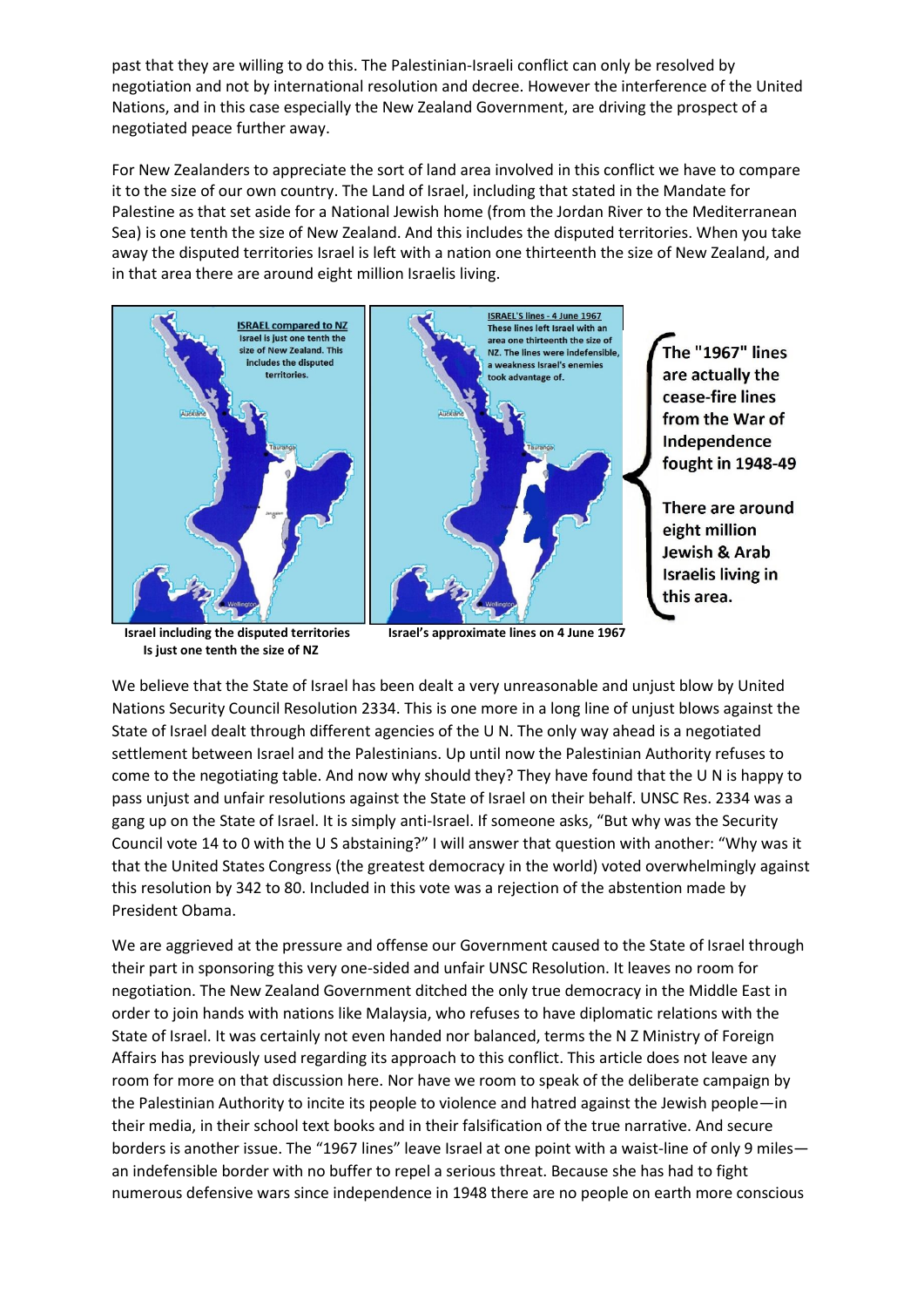past that they are willing to do this. The Palestinian-Israeli conflict can only be resolved by negotiation and not by international resolution and decree. However the interference of the United Nations, and in this case especially the New Zealand Government, are driving the prospect of a negotiated peace further away.

For New Zealanders to appreciate the sort of land area involved in this conflict we have to compare it to the size of our own country. The Land of Israel, including that stated in the Mandate for Palestine as that set aside for a National Jewish home (from the Jordan River to the Mediterranean Sea) is one tenth the size of New Zealand. And this includes the disputed territories. When you take away the disputed territories Israel is left with a nation one thirteenth the size of New Zealand, and in that area there are around eight million Israelis living.

ISRAEL compared to NZ
Israel is just one tenth the size of New Zealand. This includes the disputed territories.

Auckland
Tauranga
Wellington

Israel including the disputed territories Is just one tenth the size of NZ

ISRAEL'S lines - 4 June 1967
These lines left Israel with an area one thirteenth the size of NZ. The lines were indefensible, a weakness Israel's enemies took advantage of.

Auckland
Tauranga
Wellington

Israel's approximate lines on 4 June 1967

The "1967" lines are actually the cease-fire lines from the War of Independence fought in 1948-49

There are around eight million Jewish & Arab Israelis living in this area.

We believe that the State of Israel has been dealt a very unreasonable and unjust blow by United Nations Security Council Resolution 2334. This is one more in a long line of unjust blows against the State of Israel dealt through different agencies of the U N. The only way ahead is a negotiated settlement between Israel and the Palestinians. Up until now the Palestinian Authority refuses to come to the negotiating table. And now why should they? They have found that the U N is happy to pass unjust and unfair resolutions against the State of Israel on their behalf. UNSC Res. 2334 was a gang up on the State of Israel. It is simply anti-Israel. If someone asks, "But why was the Security Council vote 14 to 0 with the U S abstaining?" I will answer that question with another: "Why was it that the United States Congress (the greatest democracy in the world) voted overwhelmingly against this resolution by 342 to 80. Included in this vote was a rejection of the abstention made by President Obama.

We are aggrieved at the pressure and offense our Government caused to the State of Israel through their part in sponsoring this very one-sided and unfair UNSC Resolution. It leaves no room for negotiation. The New Zealand Government ditched the only true democracy in the Middle East in order to join hands with nations like Malaysia, who refuses to have diplomatic relations with the State of Israel. It was certainly not even handed nor balanced, terms the N Z Ministry of Foreign Affairs has previously used regarding its approach to this conflict. This article does not leave any room for more on that discussion here. Nor have we room to speak of the deliberate campaign by the Palestinian Authority to incite its people to violence and hatred against the Jewish people—in their media, in their school text books and in their falsification of the true narrative. And secure borders is another issue. The "1967 lines" leave Israel at one point with a waist-line of only 9 miles—an indefensible border with no buffer to repel a serious threat. Because she has had to fight numerous defensive wars since independence in 1948 there are no people on earth more conscious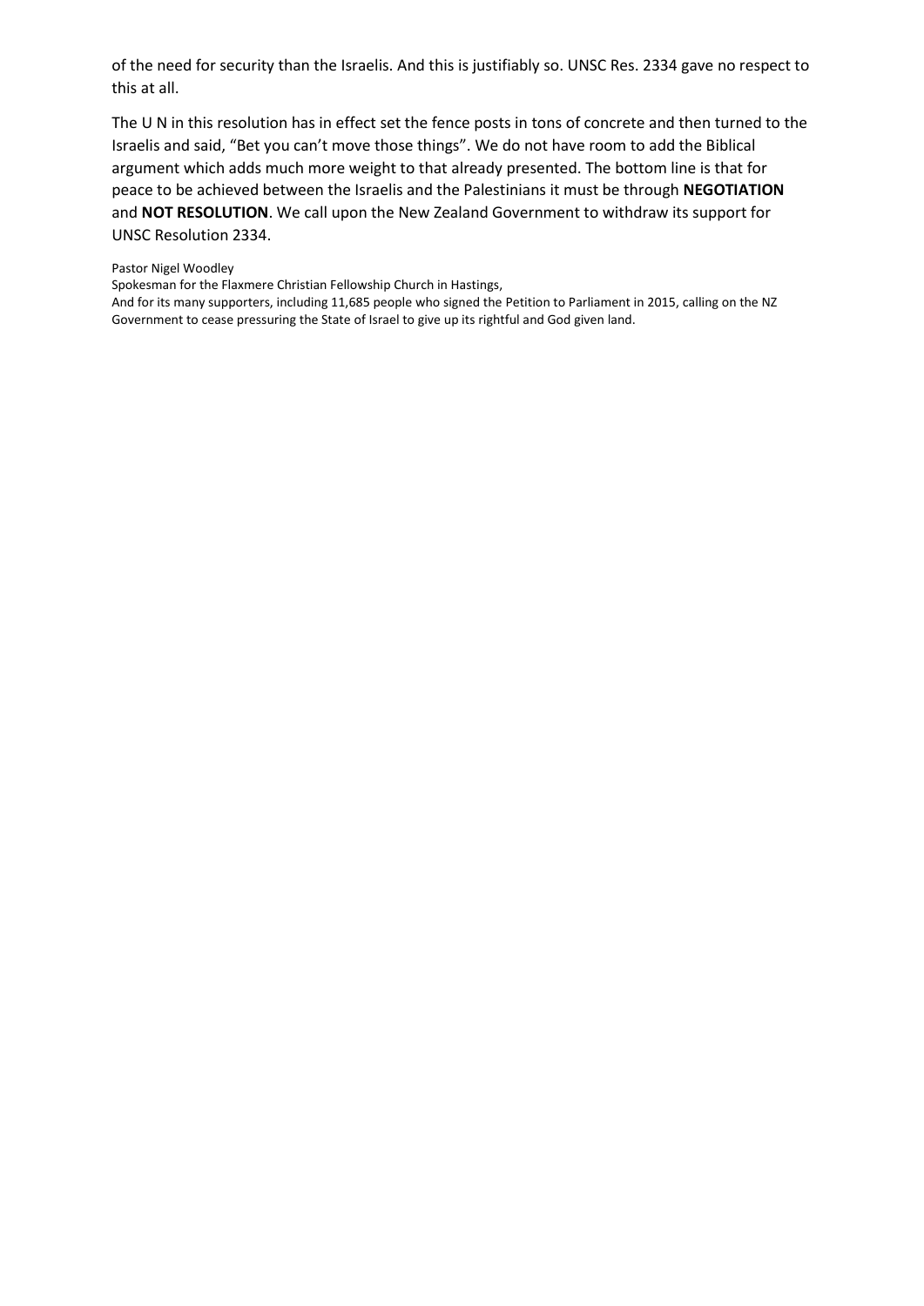of the need for security than the Israelis. And this is justifiably so. UNSC Res. 2334 gave no respect to this at all.

The U N in this resolution has in effect set the fence posts in tons of concrete and then turned to the Israelis and said, "Bet you can't move those things". We do not have room to add the Biblical argument which adds much more weight to that already presented. The bottom line is that for peace to be achieved between the Israelis and the Palestinians it must be through **NEGOTIATION** and **NOT RESOLUTION**. We call upon the New Zealand Government to withdraw its support for UNSC Resolution 2334.

Pastor Nigel Woodley
Spokesman for the Flaxmere Christian Fellowship Church in Hastings,
And for its many supporters, including 11,685 people who signed the Petition to Parliament in 2015, calling on the NZ Government to cease pressuring the State of Israel to give up its rightful and God given land.